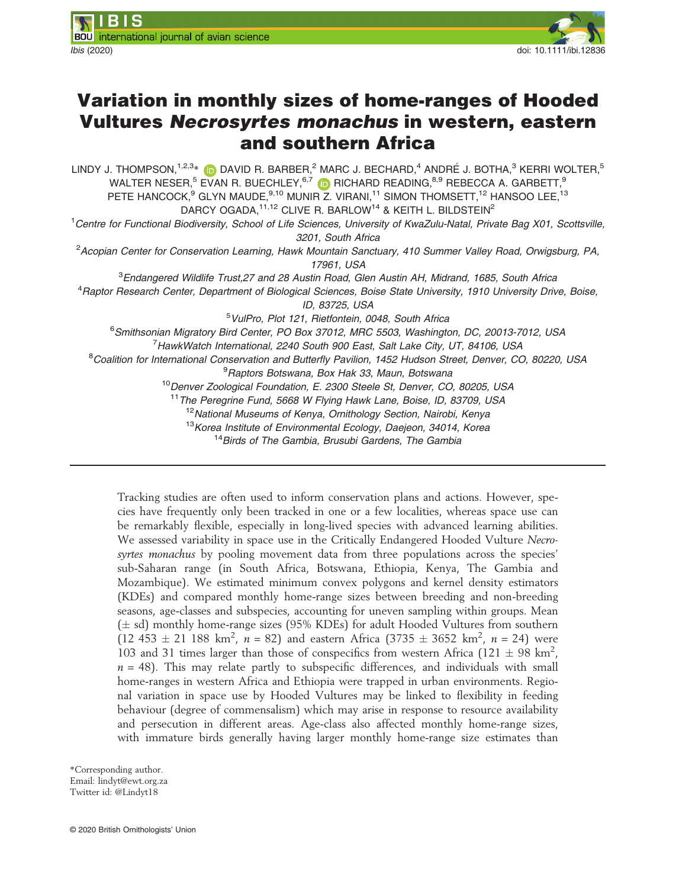# Variation in monthly sizes of home-ranges of Hooded Vultures *Necrosyrtes monachus* in western, eastern and southern Africa

LINDY J. THOMPSON,[1,2,3]* DAVID R. BARBER,[2] MARC J. BECHARD,[4] ANDRÉ J. BOTHA,[3] KERRI WOLTER,[5] WALTER NESER,[5] EVAN R. BUECHLEY,[6,7] RICHARD READING,[8,9] REBECCA A. GARBETT,[9] PETE HANCOCK,[9] GLYN MAUDE,[9,10] MUNIR Z. VIRANI,[11] SIMON THOMSETT,[12] HANSOO LEE,[13] DARCY OGADA,[11,12] CLIVE R. BARLOW[14] & KEITH L. BILDSTEIN[2]

[1]*Centre for Functional Biodiversity, School of Life Sciences, University of KwaZulu-Natal, Private Bag X01, Scottsville, 3201, South Africa*

[2]*Acopian Center for Conservation Learning, Hawk Mountain Sanctuary, 410 Summer Valley Road, Orwigsburg, PA, 17961, USA*

[3]*Endangered Wildlife Trust,27 and 28 Austin Road, Glen Austin AH, Midrand, 1685, South Africa*

[4]*Raptor Research Center, Department of Biological Sciences, Boise State University, 1910 University Drive, Boise, ID, 83725, USA*

[5]*VulPro, Plot 121, Rietfontein, 0048, South Africa*

[6]*Smithsonian Migratory Bird Center, PO Box 37012, MRC 5503, Washington, DC, 20013-7012, USA*

[7]*HawkWatch International, 2240 South 900 East, Salt Lake City, UT, 84106, USA*

[8]*Coalition for International Conservation and Butterfly Pavilion, 1452 Hudson Street, Denver, CO, 80220, USA*

[9]*Raptors Botswana, Box Hak 33, Maun, Botswana*

[10]*Denver Zoological Foundation, E. 2300 Steele St, Denver, CO, 80205, USA*

[11]*The Peregrine Fund, 5668 W Flying Hawk Lane, Boise, ID, 83709, USA*

[12]*National Museums of Kenya, Ornithology Section, Nairobi, Kenya*

[13]*Korea Institute of Environmental Ecology, Daejeon, 34014, Korea*

[14]*Birds of The Gambia, Brusubi Gardens, The Gambia*

---

Tracking studies are often used to inform conservation plans and actions. However, species have frequently only been tracked in one or a few localities, whereas space use can be remarkably flexible, especially in long-lived species with advanced learning abilities. We assessed variability in space use in the Critically Endangered Hooded Vulture *Necrosyrtes monachus* by pooling movement data from three populations across the species' sub-Saharan range (in South Africa, Botswana, Ethiopia, Kenya, The Gambia and Mozambique). We estimated minimum convex polygons and kernel density estimators (KDEs) and compared monthly home-range sizes between breeding and non-breeding seasons, age-classes and subspecies, accounting for uneven sampling within groups. Mean (± sd) monthly home-range sizes (95% KDEs) for adult Hooded Vultures from southern (12 453 ± 21 188 km$^2$, $n$ = 82) and eastern Africa (3735 ± 3652 km$^2$, $n$ = 24) were 103 and 31 times larger than those of conspecifics from western Africa (121 ± 98 km$^2$, $n$ = 48). This may relate partly to subspecific differences, and individuals with small home-ranges in western Africa and Ethiopia were trapped in urban environments. Regional variation in space use by Hooded Vultures may be linked to flexibility in feeding behaviour (degree of commensalism) which may arise in response to resource availability and persecution in different areas. Age-class also affected monthly home-range sizes, with immature birds generally having larger monthly home-range size estimates than

*Corresponding author.
Email: lindyt@ewt.org.za
Twitter id: @Lindyt18

© 2020 British Ornithologists' Union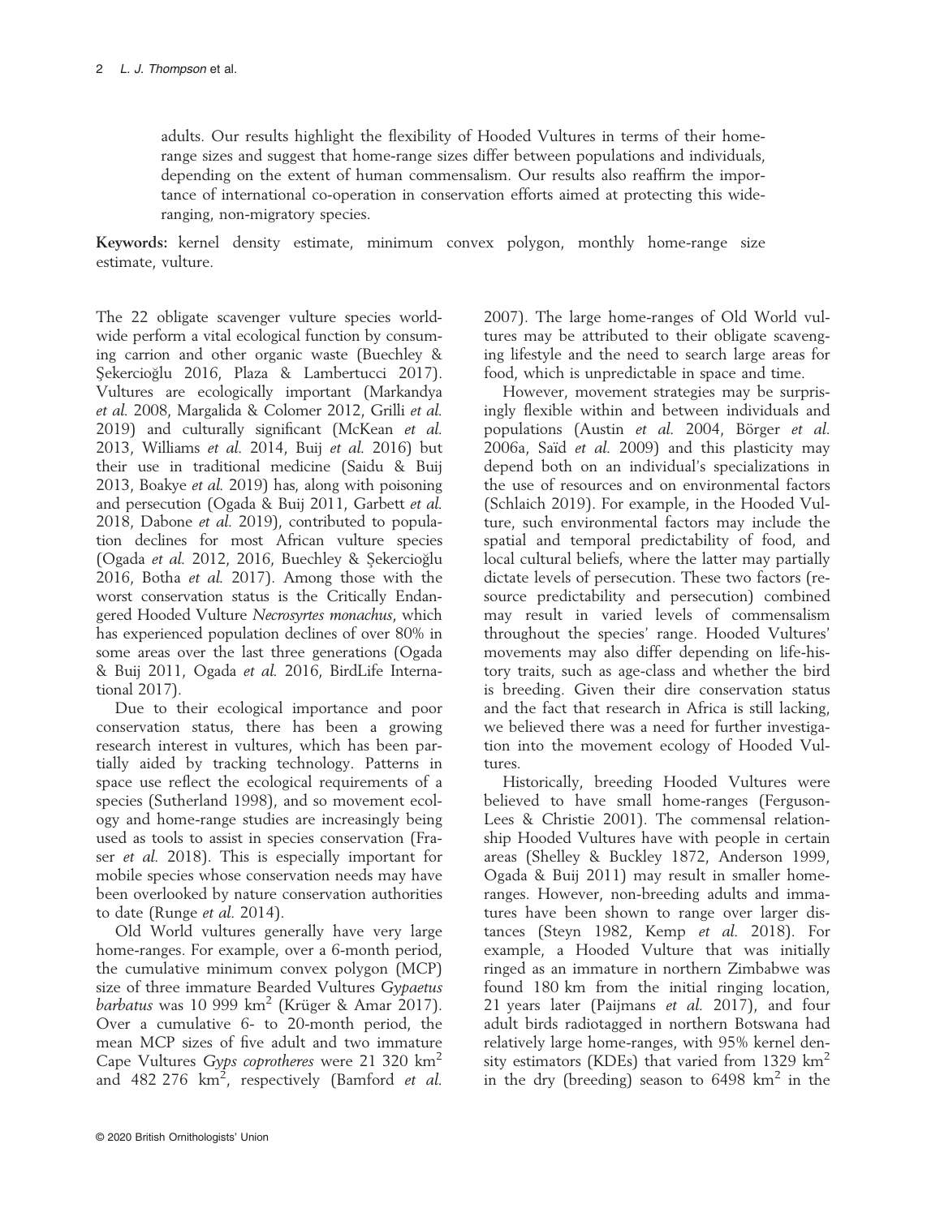adults. Our results highlight the flexibility of Hooded Vultures in terms of their home-range sizes and suggest that home-range sizes differ between populations and individuals, depending on the extent of human commensalism. Our results also reaffirm the importance of international co-operation in conservation efforts aimed at protecting this wide-ranging, non-migratory species.

**Keywords:** kernel density estimate, minimum convex polygon, monthly home-range size estimate, vulture.

The 22 obligate scavenger vulture species worldwide perform a vital ecological function by consuming carrion and other organic waste (Buechley & Şekercioğlu 2016, Plaza & Lambertucci 2017). Vultures are ecologically important (Markandya *et al.* 2008, Margalida & Colomer 2012, Grilli *et al.* 2019) and culturally significant (McKean *et al.* 2013, Williams *et al.* 2014, Buij *et al.* 2016) but their use in traditional medicine (Saidu & Buij 2013, Boakye *et al.* 2019) has, along with poisoning and persecution (Ogada & Buij 2011, Garbett *et al.* 2018, Dabone *et al.* 2019), contributed to population declines for most African vulture species (Ogada *et al.* 2012, 2016, Buechley & Şekercioğlu 2016, Botha *et al.* 2017). Among those with the worst conservation status is the Critically Endangered Hooded Vulture *Necrosyrtes monachus*, which has experienced population declines of over 80% in some areas over the last three generations (Ogada & Buij 2011, Ogada *et al.* 2016, BirdLife International 2017).

Due to their ecological importance and poor conservation status, there has been a growing research interest in vultures, which has been partially aided by tracking technology. Patterns in space use reflect the ecological requirements of a species (Sutherland 1998), and so movement ecology and home-range studies are increasingly being used as tools to assist in species conservation (Fraser *et al.* 2018). This is especially important for mobile species whose conservation needs may have been overlooked by nature conservation authorities to date (Runge *et al.* 2014).

Old World vultures generally have very large home-ranges. For example, over a 6-month period, the cumulative minimum convex polygon (MCP) size of three immature Bearded Vultures *Gypaetus barbatus* was 10 999 km$^2$ (Krüger & Amar 2017). Over a cumulative 6- to 20-month period, the mean MCP sizes of five adult and two immature Cape Vultures *Gyps coprotheres* were 21 320 km$^2$ and 482 276 km$^2$, respectively (Bamford *et al.* 2007). The large home-ranges of Old World vultures may be attributed to their obligate scavenging lifestyle and the need to search large areas for food, which is unpredictable in space and time.

However, movement strategies may be surprisingly flexible within and between individuals and populations (Austin *et al.* 2004, Börger *et al.* 2006a, Saïd *et al.* 2009) and this plasticity may depend both on an individual's specializations in the use of resources and on environmental factors (Schlaich 2019). For example, in the Hooded Vulture, such environmental factors may include the spatial and temporal predictability of food, and local cultural beliefs, where the latter may partially dictate levels of persecution. These two factors (resource predictability and persecution) combined may result in varied levels of commensalism throughout the species' range. Hooded Vultures' movements may also differ depending on life-history traits, such as age-class and whether the bird is breeding. Given their dire conservation status and the fact that research in Africa is still lacking, we believed there was a need for further investigation into the movement ecology of Hooded Vultures.

Historically, breeding Hooded Vultures were believed to have small home-ranges (Ferguson-Lees & Christie 2001). The commensal relationship Hooded Vultures have with people in certain areas (Shelley & Buckley 1872, Anderson 1999, Ogada & Buij 2011) may result in smaller home-ranges. However, non-breeding adults and immatures have been shown to range over larger distances (Steyn 1982, Kemp *et al.* 2018). For example, a Hooded Vulture that was initially ringed as an immature in northern Zimbabwe was found 180 km from the initial ringing location, 21 years later (Paijmans *et al.* 2017), and four adult birds radiotagged in northern Botswana had relatively large home-ranges, with 95% kernel density estimators (KDEs) that varied from 1329 km$^2$ in the dry (breeding) season to 6498 km$^2$ in the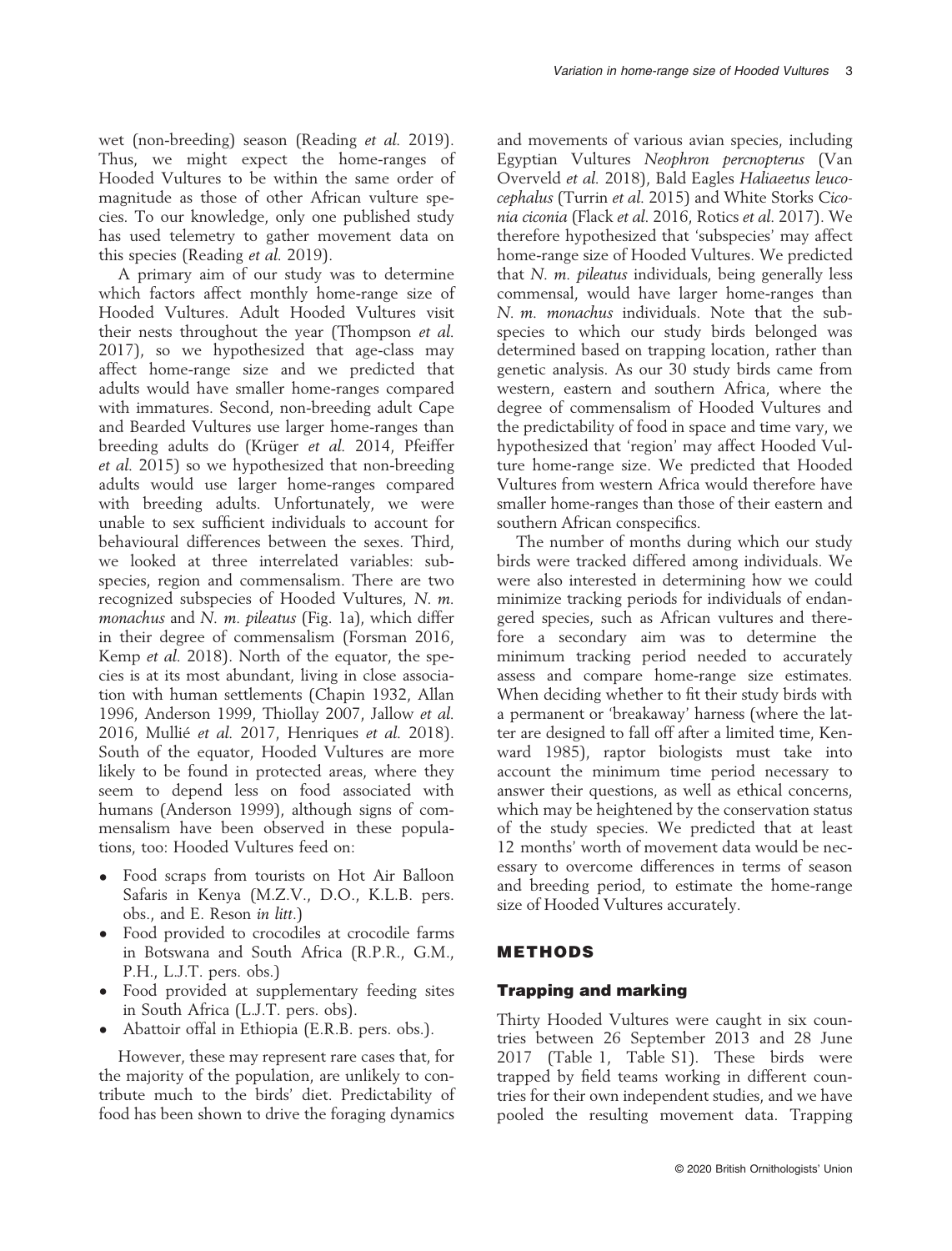wet (non-breeding) season (Reading *et al.* 2019). Thus, we might expect the home-ranges of Hooded Vultures to be within the same order of magnitude as those of other African vulture species. To our knowledge, only one published study has used telemetry to gather movement data on this species (Reading *et al.* 2019).

A primary aim of our study was to determine which factors affect monthly home-range size of Hooded Vultures. Adult Hooded Vultures visit their nests throughout the year (Thompson *et al.* 2017), so we hypothesized that age-class may affect home-range size and we predicted that adults would have smaller home-ranges compared with immatures. Second, non-breeding adult Cape and Bearded Vultures use larger home-ranges than breeding adults do (Krüger *et al.* 2014, Pfeiffer *et al.* 2015) so we hypothesized that non-breeding adults would use larger home-ranges compared with breeding adults. Unfortunately, we were unable to sex sufficient individuals to account for behavioural differences between the sexes. Third, we looked at three interrelated variables: subspecies, region and commensalism. There are two recognized subspecies of Hooded Vultures, *N. m. monachus* and *N. m. pileatus* (Fig. 1a), which differ in their degree of commensalism (Forsman 2016, Kemp *et al.* 2018). North of the equator, the species is at its most abundant, living in close association with human settlements (Chapin 1932, Allan 1996, Anderson 1999, Thiollay 2007, Jallow *et al.* 2016, Mullié *et al.* 2017, Henriques *et al.* 2018). South of the equator, Hooded Vultures are more likely to be found in protected areas, where they seem to depend less on food associated with humans (Anderson 1999), although signs of commensalism have been observed in these populations, too: Hooded Vultures feed on:

- Food scraps from tourists on Hot Air Balloon Safaris in Kenya (M.Z.V., D.O., K.L.B. pers. obs., and E. Reson *in litt.*)
- Food provided to crocodiles at crocodile farms in Botswana and South Africa (R.P.R., G.M., P.H., L.J.T. pers. obs.)
- Food provided at supplementary feeding sites in South Africa (L.J.T. pers. obs)
- Abattoir offal in Ethiopia (E.R.B. pers. obs.).

However, these may represent rare cases that, for the majority of the population, are unlikely to contribute much to the birds' diet. Predictability of food has been shown to drive the foraging dynamics and movements of various avian species, including Egyptian Vultures *Neophron percnopterus* (Van Overveld *et al.* 2018), Bald Eagles *Haliaeetus leucocephalus* (Turrin *et al.* 2015) and White Storks *Ciconia ciconia* (Flack *et al.* 2016, Rotics *et al.* 2017). We therefore hypothesized that 'subspecies' may affect home-range size of Hooded Vultures. We predicted that *N. m. pileatus* individuals, being generally less commensal, would have larger home-ranges than *N. m. monachus* individuals. Note that the subspecies to which our study birds belonged was determined based on trapping location, rather than genetic analysis. As our 30 study birds came from western, eastern and southern Africa, where the degree of commensalism of Hooded Vultures and the predictability of food in space and time vary, we hypothesized that 'region' may affect Hooded Vulture home-range size. We predicted that Hooded Vultures from western Africa would therefore have smaller home-ranges than those of their eastern and southern African conspecifics.

The number of months during which our study birds were tracked differed among individuals. We were also interested in determining how we could minimize tracking periods for individuals of endangered species, such as African vultures and therefore a secondary aim was to determine the minimum tracking period needed to accurately assess and compare home-range size estimates. When deciding whether to fit their study birds with a permanent or 'breakaway' harness (where the latter are designed to fall off after a limited time, Kenward 1985), raptor biologists must take into account the minimum time period necessary to answer their questions, as well as ethical concerns, which may be heightened by the conservation status of the study species. We predicted that at least 12 months' worth of movement data would be necessary to overcome differences in terms of season and breeding period, to estimate the home-range size of Hooded Vultures accurately.

## METHODS

### Trapping and marking

Thirty Hooded Vultures were caught in six countries between 26 September 2013 and 28 June 2017 (Table 1, Table S1). These birds were trapped by field teams working in different countries for their own independent studies, and we have pooled the resulting movement data. Trapping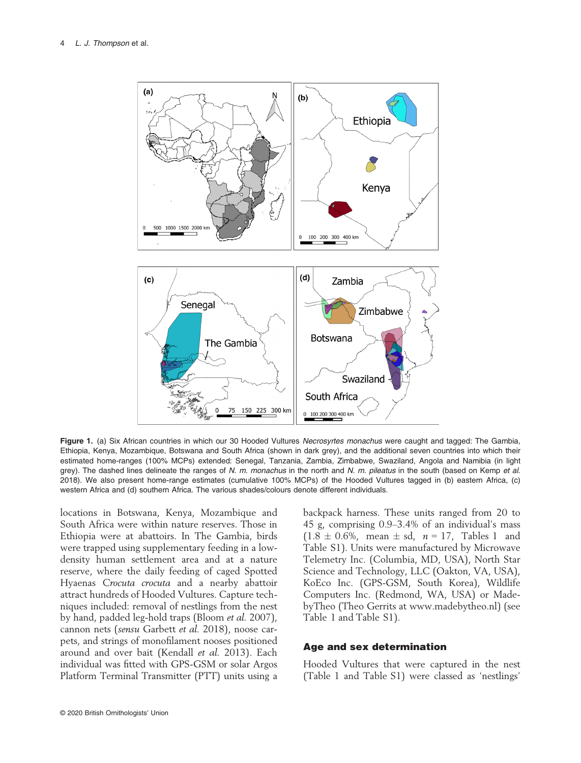**Figure 1.** (a) Six African countries in which our 30 Hooded Vultures *Necrosyrtes monachus* were caught and tagged: The Gambia, Ethiopia, Kenya, Mozambique, Botswana and South Africa (shown in dark grey), and the additional seven countries into which their estimated home-ranges (100% MCPs) extended: Senegal, Tanzania, Zambia, Zimbabwe, Swaziland, Angola and Namibia (in light grey). The dashed lines delineate the ranges of *N. m. monachus* in the north and *N. m. pileatus* in the south (based on Kemp *et al.* 2018). We also present home-range estimates (cumulative 100% MCPs) of the Hooded Vultures tagged in (b) eastern Africa, (c) western Africa and (d) southern Africa. The various shades/colours denote different individuals.

locations in Botswana, Kenya, Mozambique and South Africa were within nature reserves. Those in Ethiopia were at abattoirs. In The Gambia, birds were trapped using supplementary feeding in a low-density human settlement area and at a nature reserve, where the daily feeding of caged Spotted Hyaenas *Crocuta crocuta* and a nearby abattoir attract hundreds of Hooded Vultures. Capture techniques included: removal of nestlings from the nest by hand, padded leg-hold traps (Bloom *et al.* 2007), cannon nets (*sensu* Garbett *et al.* 2018), noose carpets, and strings of monofilament nooses positioned around and over bait (Kendall *et al.* 2013). Each individual was fitted with GPS-GSM or solar Argos Platform Terminal Transmitter (PTT) units using a backpack harness. These units ranged from 20 to 45 g, comprising 0.9–3.4% of an individual's mass (1.8 ± 0.6%, mean ± sd, $n = 17$, Tables 1 and Table S1). Units were manufactured by Microwave Telemetry Inc. (Columbia, MD, USA), North Star Science and Technology, LLC (Oakton, VA, USA), KoEco Inc. (GPS-GSM, South Korea), Wildlife Computers Inc. (Redmond, WA, USA) or MadebyTheo (Theo Gerrits at www.madebytheo.nl) (see Table 1 and Table S1).

## Age and sex determination

Hooded Vultures that were captured in the nest (Table 1 and Table S1) were classed as 'nestlings'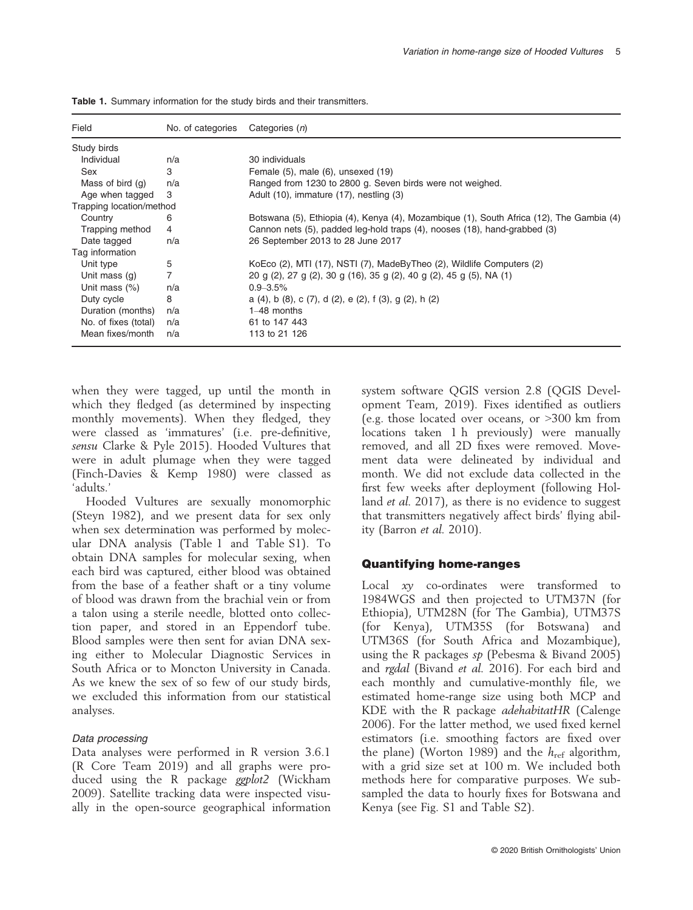**Table 1.** Summary information for the study birds and their transmitters.

| Field | No. of categories | Categories (*n*) |
|---|---|---|
| Study birds | | |
| Individual | n/a | 30 individuals |
| Sex | 3 | Female (5), male (6), unsexed (19) |
| Mass of bird (g) | n/a | Ranged from 1230 to 2800 g. Seven birds were not weighed. |
| Age when tagged | 3 | Adult (10), immature (17), nestling (3) |
| Trapping location/method | | |
| Country | 6 | Botswana (5), Ethiopia (4), Kenya (4), Mozambique (1), South Africa (12), The Gambia (4) |
| Trapping method | 4 | Cannon nets (5), padded leg-hold traps (4), nooses (18), hand-grabbed (3) |
| Date tagged | n/a | 26 September 2013 to 28 June 2017 |
| Tag information | | |
| Unit type | 5 | KoEco (2), MTI (17), NSTI (7), MadeByTheo (2), Wildlife Computers (2) |
| Unit mass (g) | 7 | 20 g (2), 27 g (2), 30 g (16), 35 g (2), 40 g (2), 45 g (5), NA (1) |
| Unit mass (%) | n/a | 0.9–3.5% |
| Duty cycle | 8 | a (4), b (8), c (7), d (2), e (2), f (3), g (2), h (2) |
| Duration (months) | n/a | 1–48 months |
| No. of fixes (total) | n/a | 61 to 147 443 |
| Mean fixes/month | n/a | 113 to 21 126 |

when they were tagged, up until the month in which they fledged (as determined by inspecting monthly movements). When they fledged, they were classed as 'immatures' (i.e. pre-definitive, *sensu* Clarke & Pyle 2015). Hooded Vultures that were in adult plumage when they were tagged (Finch-Davies & Kemp 1980) were classed as 'adults.'

Hooded Vultures are sexually monomorphic (Steyn 1982), and we present data for sex only when sex determination was performed by molecular DNA analysis (Table 1 and Table S1). To obtain DNA samples for molecular sexing, when each bird was captured, either blood was obtained from the base of a feather shaft or a tiny volume of blood was drawn from the brachial vein or from a talon using a sterile needle, blotted onto collection paper, and stored in an Eppendorf tube. Blood samples were then sent for avian DNA sexing either to Molecular Diagnostic Services in South Africa or to Moncton University in Canada. As we knew the sex of so few of our study birds, we excluded this information from our statistical analyses.

#### Data processing

Data analyses were performed in R version 3.6.1 (R Core Team 2019) and all graphs were produced using the R package *ggplot2* (Wickham 2009). Satellite tracking data were inspected visually in the open-source geographical information system software QGIS version 2.8 (QGIS Development Team, 2019). Fixes identified as outliers (e.g. those located over oceans, or >300 km from locations taken 1 h previously) were manually removed, and all 2D fixes were removed. Movement data were delineated by individual and month. We did not exclude data collected in the first few weeks after deployment (following Holland *et al.* 2017), as there is no evidence to suggest that transmitters negatively affect birds' flying ability (Barron *et al.* 2010).

### Quantifying home-ranges

Local *xy* co-ordinates were transformed to 1984WGS and then projected to UTM37N (for Ethiopia), UTM28N (for The Gambia), UTM37S (for Kenya), UTM35S (for Botswana) and UTM36S (for South Africa and Mozambique), using the R packages *sp* (Pebesma & Bivand 2005) and *rgdal* (Bivand *et al.* 2016). For each bird and each monthly and cumulative-monthly file, we estimated home-range size using both MCP and KDE with the R package *adehabitatHR* (Calenge 2006). For the latter method, we used fixed kernel estimators (i.e. smoothing factors are fixed over the plane) (Worton 1989) and the $h_{ref}$ algorithm, with a grid size set at 100 m. We included both methods here for comparative purposes. We subsampled the data to hourly fixes for Botswana and Kenya (see Fig. S1 and Table S2).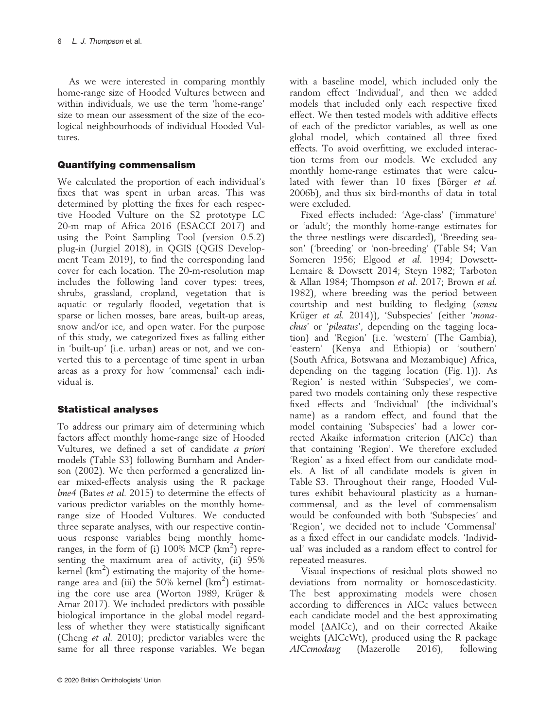As we were interested in comparing monthly home-range size of Hooded Vultures between and within individuals, we use the term 'home-range' size to mean our assessment of the size of the ecological neighbourhoods of individual Hooded Vultures.

## Quantifying commensalism

We calculated the proportion of each individual's fixes that was spent in urban areas. This was determined by plotting the fixes for each respective Hooded Vulture on the S2 prototype LC 20-m map of Africa 2016 (ESACCI 2017) and using the Point Sampling Tool (version 0.5.2) plug-in (Jurgiel 2018), in QGIS (QGIS Development Team 2019), to find the corresponding land cover for each location. The 20-m-resolution map includes the following land cover types: trees, shrubs, grassland, cropland, vegetation that is aquatic or regularly flooded, vegetation that is sparse or lichen mosses, bare areas, built-up areas, snow and/or ice, and open water. For the purpose of this study, we categorized fixes as falling either in 'built-up' (i.e. urban) areas or not, and we converted this to a percentage of time spent in urban areas as a proxy for how 'commensal' each individual is.

## Statistical analyses

To address our primary aim of determining which factors affect monthly home-range size of Hooded Vultures, we defined a set of candidate *a priori* models (Table S3) following Burnham and Anderson (2002). We then performed a generalized linear mixed-effects analysis using the R package *lme4* (Bates *et al.* 2015) to determine the effects of various predictor variables on the monthly home-range size of Hooded Vultures. We conducted three separate analyses, with our respective continuous response variables being monthly home-ranges, in the form of (i) 100% MCP ($km^2$) representing the maximum area of activity, (ii) 95% kernel ($km^2$) estimating the majority of the home-range area and (iii) the 50% kernel ($km^2$) estimating the core use area (Worton 1989, Krüger & Amar 2017). We included predictors with possible biological importance in the global model regardless of whether they were statistically significant (Cheng *et al.* 2010); predictor variables were the same for all three response variables. We began with a baseline model, which included only the random effect 'Individual', and then we added models that included only each respective fixed effect. We then tested models with additive effects of each of the predictor variables, as well as one global model, which contained all three fixed effects. To avoid overfitting, we excluded interaction terms from our models. We excluded any monthly home-range estimates that were calculated with fewer than 10 fixes (Börger *et al.* 2006b), and thus six bird-months of data in total were excluded.

Fixed effects included: 'Age-class' ('immature' or 'adult'; the monthly home-range estimates for the three nestlings were discarded), 'Breeding season' ('breeding' or 'non-breeding' (Table S4; Van Someren 1956; Elgood *et al.* 1994; Dowsett-Lemaire & Dowsett 2014; Steyn 1982; Tarboton & Allan 1984; Thompson *et al.* 2017; Brown *et al.* 1982), where breeding was the period between courtship and nest building to fledging (*sensu* Krüger *et al.* 2014)), 'Subspecies' (either '*monachus*' or '*pileatus*', depending on the tagging location) and 'Region' (i.e. 'western' (The Gambia), 'eastern' (Kenya and Ethiopia) or 'southern' (South Africa, Botswana and Mozambique) Africa, depending on the tagging location (Fig. 1)). As 'Region' is nested within 'Subspecies', we compared two models containing only these respective fixed effects and 'Individual' (the individual's name) as a random effect, and found that the model containing 'Subspecies' had a lower corrected Akaike information criterion (AICc) than that containing 'Region'. We therefore excluded 'Region' as a fixed effect from our candidate models. A list of all candidate models is given in Table S3. Throughout their range, Hooded Vultures exhibit behavioural plasticity as a human-commensal, and as the level of commensalism would be confounded with both 'Subspecies' and 'Region', we decided not to include 'Commensal' as a fixed effect in our candidate models. 'Individual' was included as a random effect to control for repeated measures.

Visual inspections of residual plots showed no deviations from normality or homoscedasticity. The best approximating models were chosen according to differences in AICc values between each candidate model and the best approximating model (ΔAICc), and on their corrected Akaike weights (AICcWt), produced using the R package *AICcmodavg* (Mazerolle 2016), following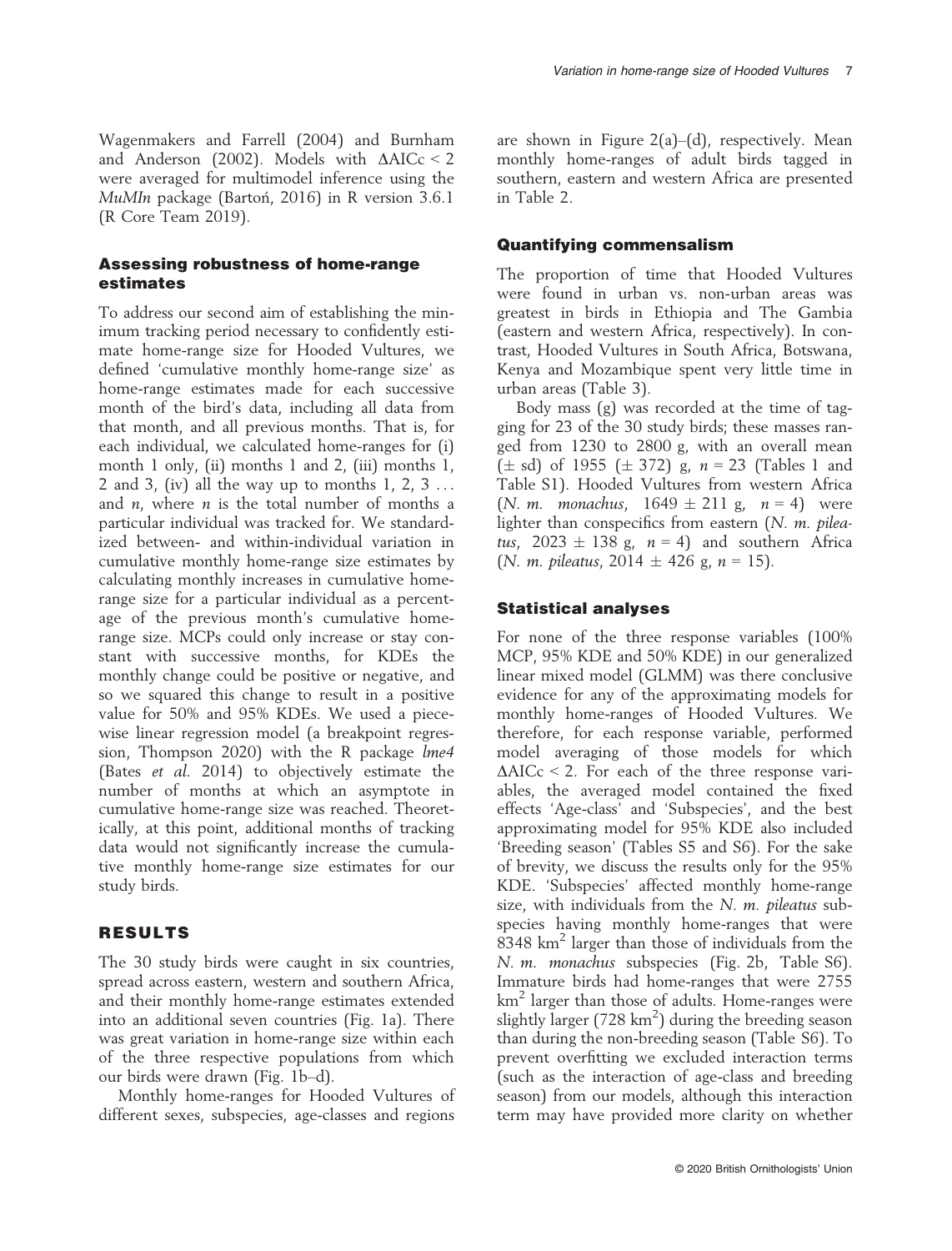Wagenmakers and Farrell (2004) and Burnham and Anderson (2002). Models with ΔAICc < 2 were averaged for multimodel inference using the *MuMIn* package (Bartoń, 2016) in R version 3.6.1 (R Core Team 2019).

### Assessing robustness of home-range estimates

To address our second aim of establishing the minimum tracking period necessary to confidently estimate home-range size for Hooded Vultures, we defined 'cumulative monthly home-range size' as home-range estimates made for each successive month of the bird's data, including all data from that month, and all previous months. That is, for each individual, we calculated home-ranges for (i) month 1 only, (ii) months 1 and 2, (iii) months 1, 2 and 3, (iv) all the way up to months 1, 2, 3 … and *n*, where *n* is the total number of months a particular individual was tracked for. We standardized between- and within-individual variation in cumulative monthly home-range size estimates by calculating monthly increases in cumulative home-range size for a particular individual as a percentage of the previous month's cumulative home-range size. MCPs could only increase or stay constant with successive months, for KDEs the monthly change could be positive or negative, and so we squared this change to result in a positive value for 50% and 95% KDEs. We used a piecewise linear regression model (a breakpoint regression, Thompson 2020) with the R package *lme4* (Bates *et al.* 2014) to objectively estimate the number of months at which an asymptote in cumulative home-range size was reached. Theoretically, at this point, additional months of tracking data would not significantly increase the cumulative monthly home-range size estimates for our study birds.

## RESULTS

The 30 study birds were caught in six countries, spread across eastern, western and southern Africa, and their monthly home-range estimates extended into an additional seven countries (Fig. 1a). There was great variation in home-range size within each of the three respective populations from which our birds were drawn (Fig. 1b–d).

Monthly home-ranges for Hooded Vultures of different sexes, subspecies, age-classes and regions are shown in Figure 2(a)–(d), respectively. Mean monthly home-ranges of adult birds tagged in southern, eastern and western Africa are presented in Table 2.

### Quantifying commensalism

The proportion of time that Hooded Vultures were found in urban vs. non-urban areas was greatest in birds in Ethiopia and The Gambia (eastern and western Africa, respectively). In contrast, Hooded Vultures in South Africa, Botswana, Kenya and Mozambique spent very little time in urban areas (Table 3).

Body mass (g) was recorded at the time of tagging for 23 of the 30 study birds; these masses ranged from 1230 to 2800 g, with an overall mean (± sd) of 1955 (± 372) g, *n* = 23 (Tables 1 and Table S1). Hooded Vultures from western Africa (*N. m. monachus*, 1649 ± 211 g, *n* = 4) were lighter than conspecifics from eastern (*N. m. pileatus*, 2023 ± 138 g, *n* = 4) and southern Africa (*N. m. pileatus*, 2014 ± 426 g, *n* = 15).

### Statistical analyses

For none of the three response variables (100% MCP, 95% KDE and 50% KDE) in our generalized linear mixed model (GLMM) was there conclusive evidence for any of the approximating models for monthly home-ranges of Hooded Vultures. We therefore, for each response variable, performed model averaging of those models for which ΔAICc < 2. For each of the three response variables, the averaged model contained the fixed effects 'Age-class' and 'Subspecies', and the best approximating model for 95% KDE also included 'Breeding season' (Tables S5 and S6). For the sake of brevity, we discuss the results only for the 95% KDE. 'Subspecies' affected monthly home-range size, with individuals from the *N. m. pileatus* subspecies having monthly home-ranges that were 8348 km$^2$ larger than those of individuals from the *N. m. monachus* subspecies (Fig. 2b, Table S6). Immature birds had home-ranges that were 2755 km$^2$ larger than those of adults. Home-ranges were slightly larger (728 km$^2$) during the breeding season than during the non-breeding season (Table S6). To prevent overfitting we excluded interaction terms (such as the interaction of age-class and breeding season) from our models, although this interaction term may have provided more clarity on whether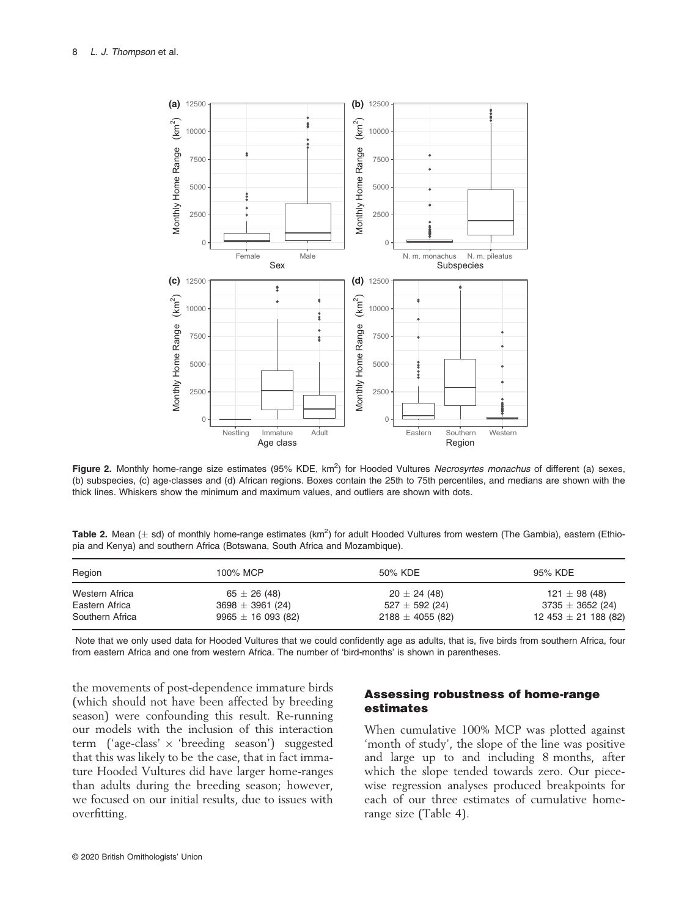**Figure 2.** Monthly home-range size estimates (95% KDE, km$^2$) for Hooded Vultures *Necrosyrtes monachus* of different (a) sexes, (b) subspecies, (c) age-classes and (d) African regions. Boxes contain the 25th to 75th percentiles, and medians are shown with the thick lines. Whiskers show the minimum and maximum values, and outliers are shown with dots.

**Table 2.** Mean ($\pm$ sd) of monthly home-range estimates (km$^2$) for adult Hooded Vultures from western (The Gambia), eastern (Ethiopia and Kenya) and southern Africa (Botswana, South Africa and Mozambique).

| Region | 100% MCP | 50% KDE | 95% KDE |
|---|---|---|---|
| Western Africa | 65 ± 26 (48) | 20 ± 24 (48) | 121 ± 98 (48) |
| Eastern Africa | 3698 ± 3961 (24) | 527 ± 592 (24) | 3735 ± 3652 (24) |
| Southern Africa | 9965 ± 16 093 (82) | 2188 ± 4055 (82) | 12 453 ± 21 188 (82) |

Note that we only used data for Hooded Vultures that we could confidently age as adults, that is, five birds from southern Africa, four from eastern Africa and one from western Africa. The number of 'bird-months' is shown in parentheses.

the movements of post-dependence immature birds (which should not have been affected by breeding season) were confounding this result. Re-running our models with the inclusion of this interaction term ('age-class' × 'breeding season') suggested that this was likely to be the case, that in fact immature Hooded Vultures did have larger home-ranges than adults during the breeding season; however, we focused on our initial results, due to issues with overfitting.

### Assessing robustness of home-range estimates

When cumulative 100% MCP was plotted against 'month of study', the slope of the line was positive and large up to and including 8 months, after which the slope tended towards zero. Our piecewise regression analyses produced breakpoints for each of our three estimates of cumulative home-range size (Table 4).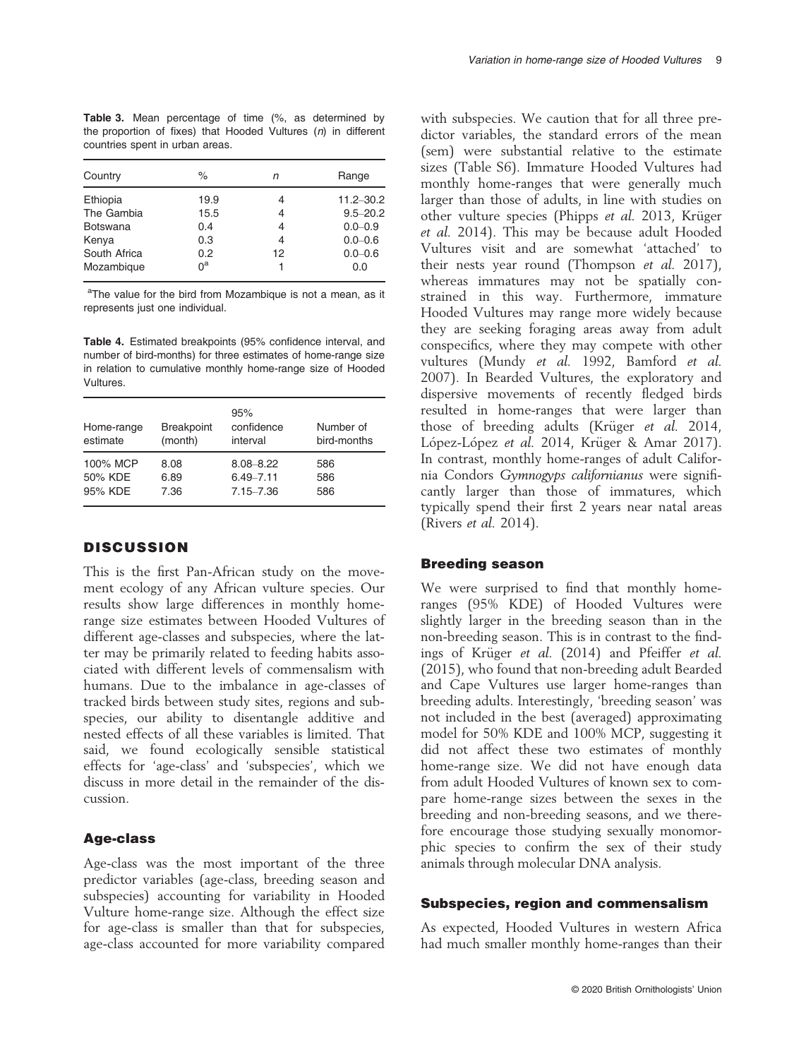**Table 3.** Mean percentage of time (%, as determined by the proportion of fixes) that Hooded Vultures (*n*) in different countries spent in urban areas.

| Country | % | *n* | Range |
|---|---|---|---|
| Ethiopia | 19.9 | 4 | 11.2–30.2 |
| The Gambia | 15.5 | 4 | 9.5–20.2 |
| Botswana | 0.4 | 4 | 0.0–0.9 |
| Kenya | 0.3 | 4 | 0.0–0.6 |
| South Africa | 0.2 | 12 | 0.0–0.6 |
| Mozambique | 0[a] | 1 | 0.0 |

[a]The value for the bird from Mozambique is not a mean, as it represents just one individual.

**Table 4.** Estimated breakpoints (95% confidence interval, and number of bird-months) for three estimates of home-range size in relation to cumulative monthly home-range size of Hooded Vultures.

| Home-range estimate | Breakpoint (month) | 95% confidence interval | Number of bird-months |
|---|---|---|---|
| 100% MCP | 8.08 | 8.08–8.22 | 586 |
| 50% KDE | 6.89 | 6.49–7.11 | 586 |
| 95% KDE | 7.36 | 7.15–7.36 | 586 |

## DISCUSSION

This is the first Pan-African study on the movement ecology of any African vulture species. Our results show large differences in monthly home-range size estimates between Hooded Vultures of different age-classes and subspecies, where the latter may be primarily related to feeding habits associated with different levels of commensalism with humans. Due to the imbalance in age-classes of tracked birds between study sites, regions and subspecies, our ability to disentangle additive and nested effects of all these variables is limited. That said, we found ecologically sensible statistical effects for 'age-class' and 'subspecies', which we discuss in more detail in the remainder of the discussion.

### Age-class

Age-class was the most important of the three predictor variables (age-class, breeding season and subspecies) accounting for variability in Hooded Vulture home-range size. Although the effect size for age-class is smaller than that for subspecies, age-class accounted for more variability compared with subspecies. We caution that for all three predictor variables, the standard errors of the mean (sem) were substantial relative to the estimate sizes (Table S6). Immature Hooded Vultures had monthly home-ranges that were generally much larger than those of adults, in line with studies on other vulture species (Phipps *et al.* 2013, Krüger *et al.* 2014). This may be because adult Hooded Vultures visit and are somewhat 'attached' to their nests year round (Thompson *et al.* 2017), whereas immatures may not be spatially constrained in this way. Furthermore, immature Hooded Vultures may range more widely because they are seeking foraging areas away from adult conspecifics, where they may compete with other vultures (Mundy *et al.* 1992, Bamford *et al.* 2007). In Bearded Vultures, the exploratory and dispersive movements of recently fledged birds resulted in home-ranges that were larger than those of breeding adults (Krüger *et al.* 2014, López-López *et al.* 2014, Krüger & Amar 2017). In contrast, monthly home-ranges of adult California Condors *Gymnogyps californianus* were significantly larger than those of immatures, which typically spend their first 2 years near natal areas (Rivers *et al.* 2014).

### Breeding season

We were surprised to find that monthly home-ranges (95% KDE) of Hooded Vultures were slightly larger in the breeding season than in the non-breeding season. This is in contrast to the findings of Krüger *et al.* (2014) and Pfeiffer *et al.* (2015), who found that non-breeding adult Bearded and Cape Vultures use larger home-ranges than breeding adults. Interestingly, 'breeding season' was not included in the best (averaged) approximating model for 50% KDE and 100% MCP, suggesting it did not affect these two estimates of monthly home-range size. We did not have enough data from adult Hooded Vultures of known sex to compare home-range sizes between the sexes in the breeding and non-breeding seasons, and we therefore encourage those studying sexually monomorphic species to confirm the sex of their study animals through molecular DNA analysis.

### Subspecies, region and commensalism

As expected, Hooded Vultures in western Africa had much smaller monthly home-ranges than their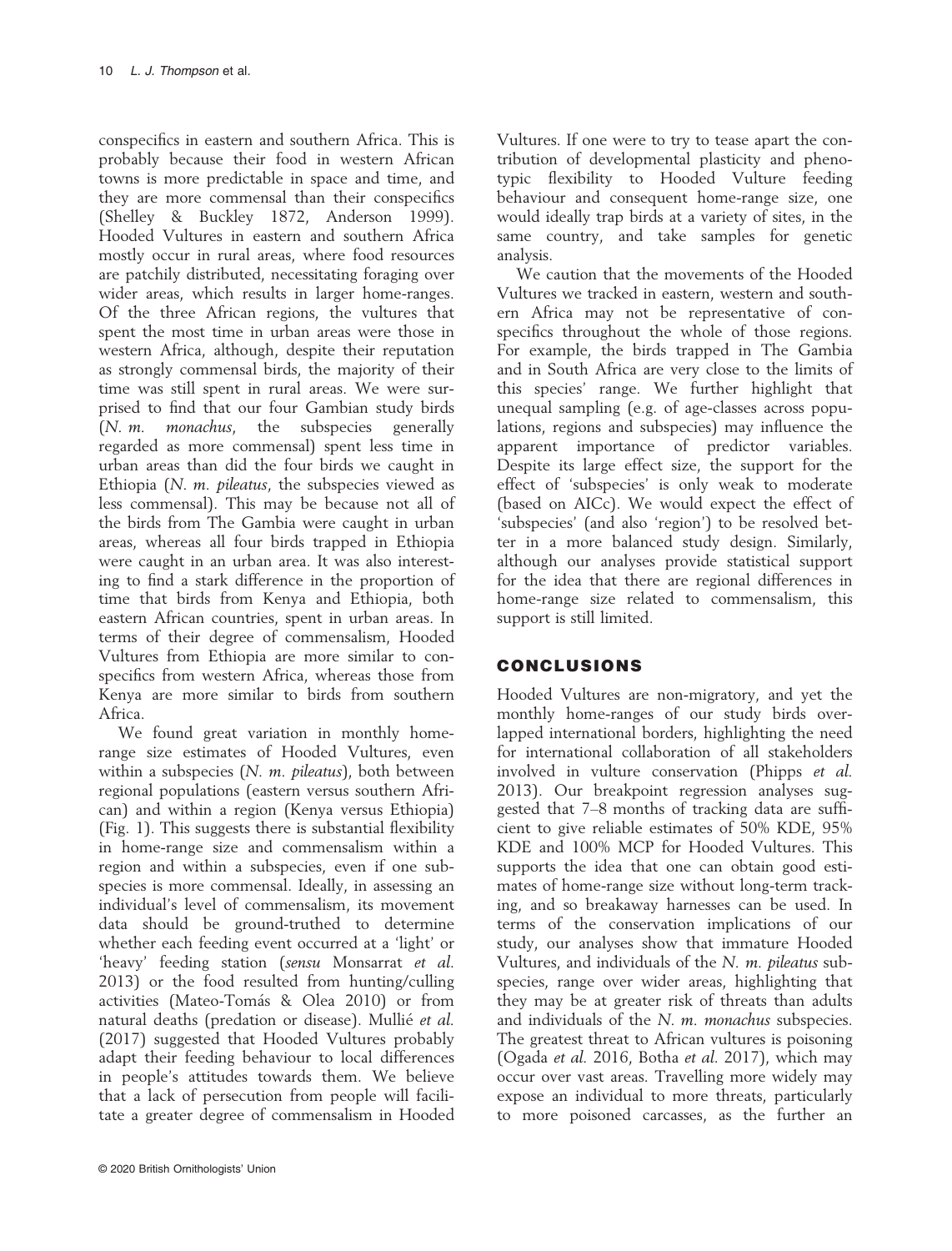conspecifics in eastern and southern Africa. This is probably because their food in western African towns is more predictable in space and time, and they are more commensal than their conspecifics (Shelley & Buckley 1872, Anderson 1999). Hooded Vultures in eastern and southern Africa mostly occur in rural areas, where food resources are patchily distributed, necessitating foraging over wider areas, which results in larger home-ranges. Of the three African regions, the vultures that spent the most time in urban areas were those in western Africa, although, despite their reputation as strongly commensal birds, the majority of their time was still spent in rural areas. We were surprised to find that our four Gambian study birds (*N. m. monachus*, the subspecies generally regarded as more commensal) spent less time in urban areas than did the four birds we caught in Ethiopia (*N. m. pileatus*, the subspecies viewed as less commensal). This may be because not all of the birds from The Gambia were caught in urban areas, whereas all four birds trapped in Ethiopia were caught in an urban area. It was also interesting to find a stark difference in the proportion of time that birds from Kenya and Ethiopia, both eastern African countries, spent in urban areas. In terms of their degree of commensalism, Hooded Vultures from Ethiopia are more similar to conspecifics from western Africa, whereas those from Kenya are more similar to birds from southern Africa.

We found great variation in monthly home-range size estimates of Hooded Vultures, even within a subspecies (*N. m. pileatus*), both between regional populations (eastern versus southern African) and within a region (Kenya versus Ethiopia) (Fig. 1). This suggests there is substantial flexibility in home-range size and commensalism within a region and within a subspecies, even if one subspecies is more commensal. Ideally, in assessing an individual's level of commensalism, its movement data should be ground-truthed to determine whether each feeding event occurred at a 'light' or 'heavy' feeding station (*sensu* Monsarrat *et al.* 2013) or the food resulted from hunting/culling activities (Mateo-Tomás & Olea 2010) or from natural deaths (predation or disease). Mullié *et al.* (2017) suggested that Hooded Vultures probably adapt their feeding behaviour to local differences in people's attitudes towards them. We believe that a lack of persecution from people will facilitate a greater degree of commensalism in Hooded Vultures. If one were to try to tease apart the contribution of developmental plasticity and phenotypic flexibility to Hooded Vulture feeding behaviour and consequent home-range size, one would ideally trap birds at a variety of sites, in the same country, and take samples for genetic analysis.

We caution that the movements of the Hooded Vultures we tracked in eastern, western and southern Africa may not be representative of conspecifics throughout the whole of those regions. For example, the birds trapped in The Gambia and in South Africa are very close to the limits of this species' range. We further highlight that unequal sampling (e.g. of age-classes across populations, regions and subspecies) may influence the apparent importance of predictor variables. Despite its large effect size, the support for the effect of 'subspecies' is only weak to moderate (based on AICc). We would expect the effect of 'subspecies' (and also 'region') to be resolved better in a more balanced study design. Similarly, although our analyses provide statistical support for the idea that there are regional differences in home-range size related to commensalism, this support is still limited.

## CONCLUSIONS

Hooded Vultures are non-migratory, and yet the monthly home-ranges of our study birds overlapped international borders, highlighting the need for international collaboration of all stakeholders involved in vulture conservation (Phipps *et al.* 2013). Our breakpoint regression analyses suggested that 7–8 months of tracking data are sufficient to give reliable estimates of 50% KDE, 95% KDE and 100% MCP for Hooded Vultures. This supports the idea that one can obtain good estimates of home-range size without long-term tracking, and so breakaway harnesses can be used. In terms of the conservation implications of our study, our analyses show that immature Hooded Vultures, and individuals of the *N. m. pileatus* subspecies, range over wider areas, highlighting that they may be at greater risk of threats than adults and individuals of the *N. m. monachus* subspecies. The greatest threat to African vultures is poisoning (Ogada *et al.* 2016, Botha *et al.* 2017), which may occur over vast areas. Travelling more widely may expose an individual to more threats, particularly to more poisoned carcasses, as the further an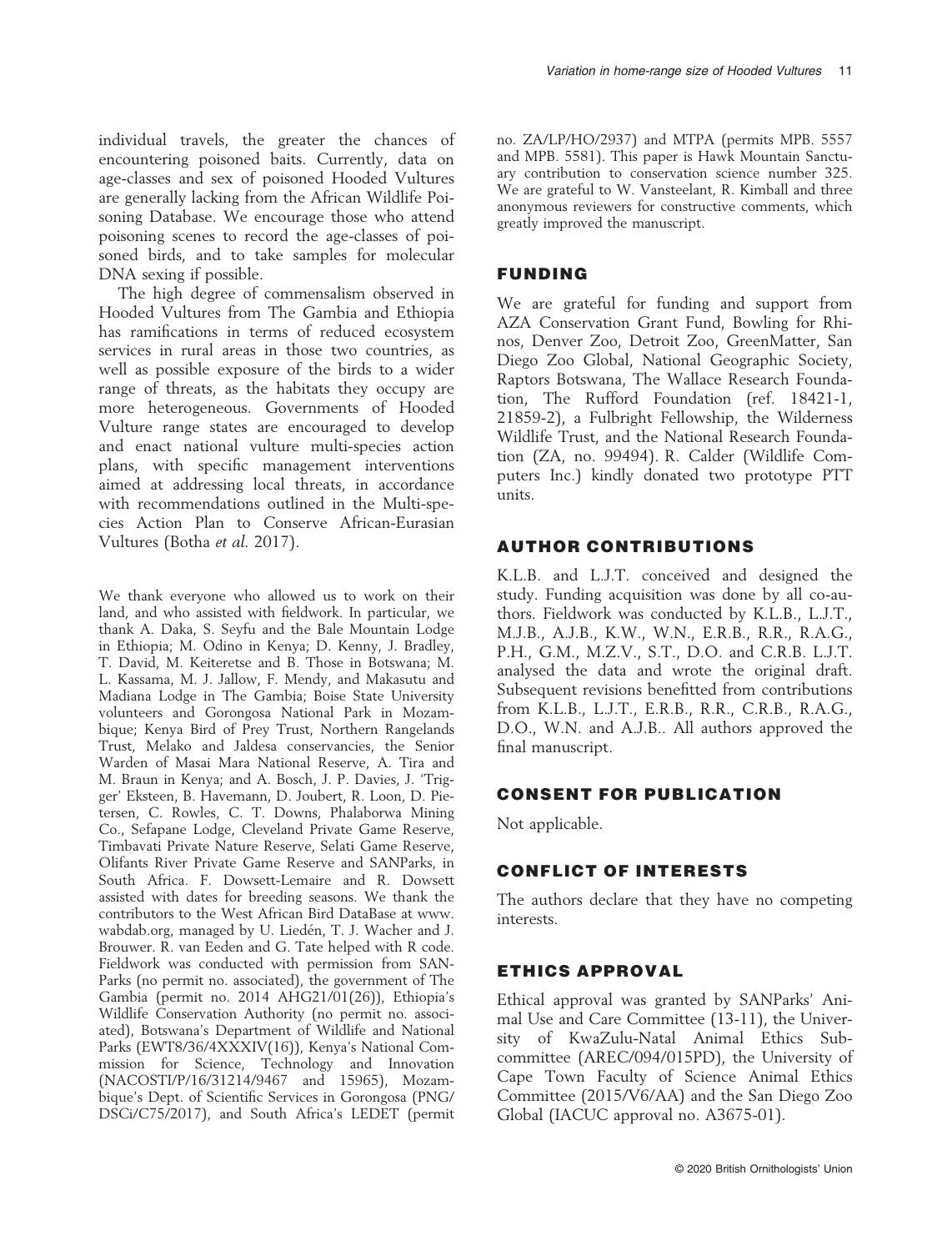individual travels, the greater the chances of encountering poisoned baits. Currently, data on age-classes and sex of poisoned Hooded Vultures are generally lacking from the African Wildlife Poisoning Database. We encourage those who attend poisoning scenes to record the age-classes of poisoned birds, and to take samples for molecular DNA sexing if possible.

The high degree of commensalism observed in Hooded Vultures from The Gambia and Ethiopia has ramifications in terms of reduced ecosystem services in rural areas in those two countries, as well as possible exposure of the birds to a wider range of threats, as the habitats they occupy are more heterogeneous. Governments of Hooded Vulture range states are encouraged to develop and enact national vulture multi-species action plans, with specific management interventions aimed at addressing local threats, in accordance with recommendations outlined in the Multi-species Action Plan to Conserve African-Eurasian Vultures (Botha *et al.* 2017).

We thank everyone who allowed us to work on their land, and who assisted with fieldwork. In particular, we thank A. Daka, S. Seyfu and the Bale Mountain Lodge in Ethiopia; M. Odino in Kenya; D. Kenny, J. Bradley, T. David, M. Keiteretse and B. Those in Botswana; M. L. Kassama, M. J. Jallow, F. Mendy, and Makasutu and Madiana Lodge in The Gambia; Boise State University volunteers and Gorongosa National Park in Mozambique; Kenya Bird of Prey Trust, Northern Rangelands Trust, Melako and Jaldesa conservancies, the Senior Warden of Masai Mara National Reserve, A. Tira and M. Braun in Kenya; and A. Bosch, J. P. Davies, J. 'Trigger' Eksteen, B. Havemann, D. Joubert, R. Loon, D. Pietersen, C. Rowles, C. T. Downs, Phalaborwa Mining Co., Sefapane Lodge, Cleveland Private Game Reserve, Timbavati Private Nature Reserve, Selati Game Reserve, Olifants River Private Game Reserve and SANParks, in South Africa. F. Dowsett-Lemaire and R. Dowsett assisted with dates for breeding seasons. We thank the contributors to the West African Bird DataBase at www.wabdab.org, managed by U. Liedén, T. J. Wacher and J. Brouwer. R. van Eeden and G. Tate helped with R code. Fieldwork was conducted with permission from SANParks (no permit no. associated), the government of The Gambia (permit no. 2014 AHG21/01(26)), Ethiopia's Wildlife Conservation Authority (no permit no. associated), Botswana's Department of Wildlife and National Parks (EWT8/36/4XXXIV(16)), Kenya's National Commission for Science, Technology and Innovation (NACOSTI/P/16/31214/9467 and 15965), Mozambique's Dept. of Scientific Services in Gorongosa (PNG/DSCi/C75/2017), and South Africa's LEDET (permit no. ZA/LP/HO/2937) and MTPA (permits MPB. 5557 and MPB. 5581). This paper is Hawk Mountain Sanctuary contribution to conservation science number 325. We are grateful to W. Vansteelant, R. Kimball and three anonymous reviewers for constructive comments, which greatly improved the manuscript.

## FUNDING

We are grateful for funding and support from AZA Conservation Grant Fund, Bowling for Rhinos, Denver Zoo, Detroit Zoo, GreenMatter, San Diego Zoo Global, National Geographic Society, Raptors Botswana, The Wallace Research Foundation, The Rufford Foundation (ref. 18421-1, 21859-2), a Fulbright Fellowship, the Wilderness Wildlife Trust, and the National Research Foundation (ZA, no. 99494). R. Calder (Wildlife Computers Inc.) kindly donated two prototype PTT units.

## AUTHOR CONTRIBUTIONS

K.L.B. and L.J.T. conceived and designed the study. Funding acquisition was done by all co-authors. Fieldwork was conducted by K.L.B., L.J.T., M.J.B., A.J.B., K.W., W.N., E.R.B., R.R., R.A.G., P.H., G.M., M.Z.V., S.T., D.O. and C.R.B. L.J.T. analysed the data and wrote the original draft. Subsequent revisions benefitted from contributions from K.L.B., L.J.T., E.R.B., R.R., C.R.B., R.A.G., D.O., W.N. and A.J.B.. All authors approved the final manuscript.

## CONSENT FOR PUBLICATION

Not applicable.

## CONFLICT OF INTERESTS

The authors declare that they have no competing interests.

## ETHICS APPROVAL

Ethical approval was granted by SANParks' Animal Use and Care Committee (13-11), the University of KwaZulu-Natal Animal Ethics Subcommittee (AREC/094/015PD), the University of Cape Town Faculty of Science Animal Ethics Committee (2015/V6/AA) and the San Diego Zoo Global (IACUC approval no. A3675-01).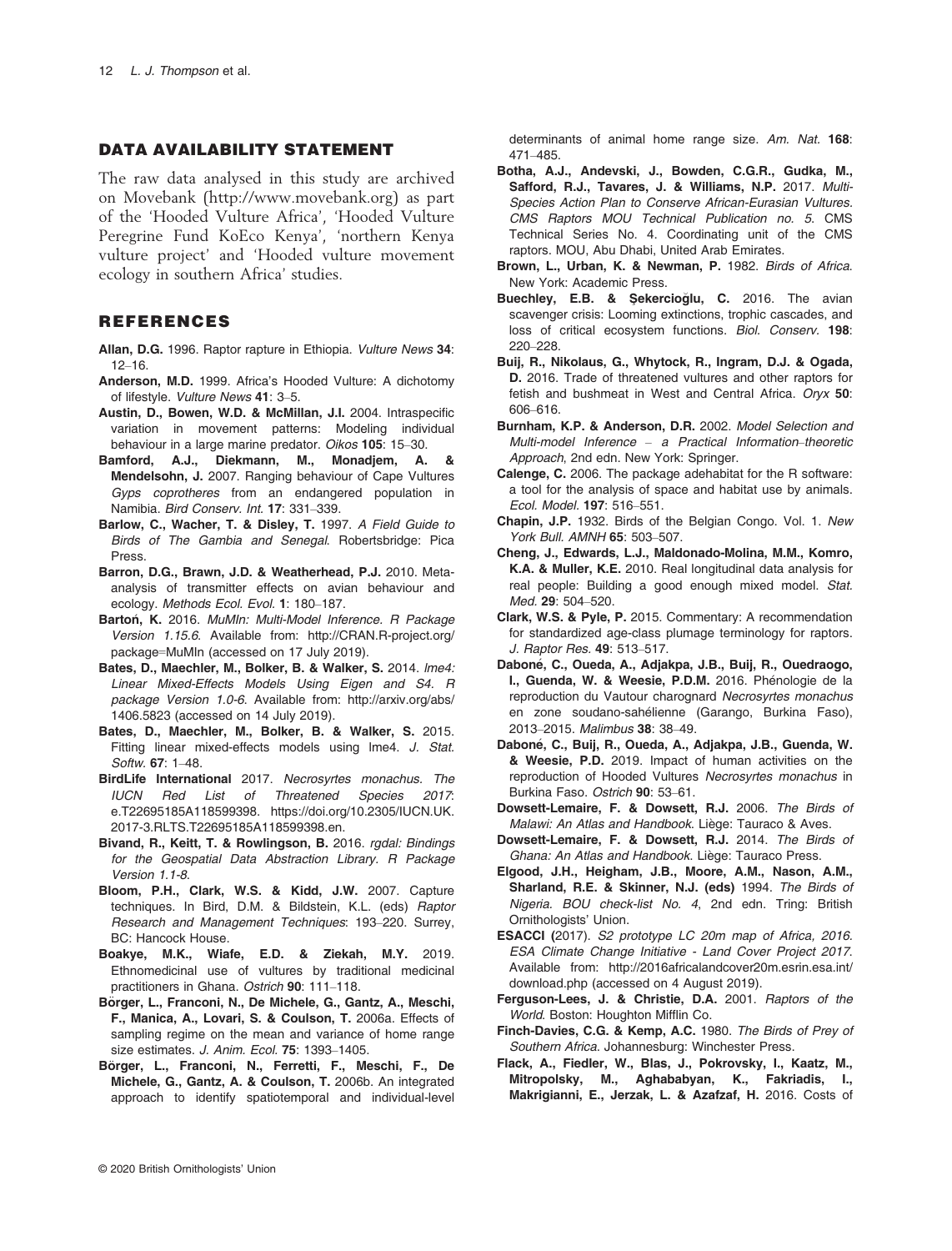## DATA AVAILABILITY STATEMENT

The raw data analysed in this study are archived on Movebank (http://www.movebank.org) as part of the 'Hooded Vulture Africa', 'Hooded Vulture Peregrine Fund KoEco Kenya', 'northern Kenya vulture project' and 'Hooded vulture movement ecology in southern Africa' studies.

## REFERENCES

**Allan, D.G.** 1996. Raptor rapture in Ethiopia. *Vulture News* **34**: 12–16.

**Anderson, M.D.** 1999. Africa's Hooded Vulture: A dichotomy of lifestyle. *Vulture News* **41**: 3–5.

**Austin, D., Bowen, W.D. & McMillan, J.I.** 2004. Intraspecific variation in movement patterns: Modeling individual behaviour in a large marine predator. *Oikos* **105**: 15–30.

**Bamford, A.J., Diekmann, M., Monadjem, A. & Mendelsohn, J.** 2007. Ranging behaviour of Cape Vultures *Gyps coprotheres* from an endangered population in Namibia. *Bird Conserv. Int.* **17**: 331–339.

**Barlow, C., Wacher, T. & Disley, T.** 1997. *A Field Guide to Birds of The Gambia and Senegal*. Robertsbridge: Pica Press.

**Barron, D.G., Brawn, J.D. & Weatherhead, P.J.** 2010. Meta-analysis of transmitter effects on avian behaviour and ecology. *Methods Ecol. Evol.* **1**: 180–187.

**Bartoń, K.** 2016. *MuMIn: Multi-Model Inference. R Package Version 1.15.6*. Available from: http://CRAN.R-project.org/package=MuMIn (accessed on 17 July 2019).

**Bates, D., Maechler, M., Bolker, B. & Walker, S.** 2014. *lme4: Linear Mixed-Effects Models Using Eigen and S4. R package Version 1.0-6*. Available from: http://arxiv.org/abs/1406.5823 (accessed on 14 July 2019).

**Bates, D., Maechler, M., Bolker, B. & Walker, S.** 2015. Fitting linear mixed-effects models using lme4. *J. Stat. Softw.* **67**: 1–48.

**BirdLife International** 2017. *Necrosyrtes monachus. The IUCN Red List of Threatened Species 2017*: e.T22695185A118599398. https://doi.org/10.2305/IUCN.UK.2017-3.RLTS.T22695185A118599398.en.

**Bivand, R., Keitt, T. & Rowlingson, B.** 2016. *rgdal: Bindings for the Geospatial Data Abstraction Library. R Package Version 1.1-8*.

**Bloom, P.H., Clark, W.S. & Kidd, J.W.** 2007. Capture techniques. In Bird, D.M. & Bildstein, K.L. (eds) *Raptor Research and Management Techniques*: 193–220. Surrey, BC: Hancock House.

**Boakye, M.K., Wiafe, E.D. & Ziekah, M.Y.** 2019. Ethnomedicinal use of vultures by traditional medicinal practitioners in Ghana. *Ostrich* **90**: 111–118.

**Börger, L., Franconi, N., De Michele, G., Gantz, A., Meschi, F., Manica, A., Lovari, S. & Coulson, T.** 2006a. Effects of sampling regime on the mean and variance of home range size estimates. *J. Anim. Ecol.* **75**: 1393–1405.

**Börger, L., Franconi, N., Ferretti, F., Meschi, F., De Michele, G., Gantz, A. & Coulson, T.** 2006b. An integrated approach to identify spatiotemporal and individual-level determinants of animal home range size. *Am. Nat.* **168**: 471–485.

**Botha, A.J., Andevski, J., Bowden, C.G.R., Gudka, M., Safford, R.J., Tavares, J. & Williams, N.P.** 2017. *Multi-Species Action Plan to Conserve African-Eurasian Vultures. CMS Raptors MOU Technical Publication no. 5*. CMS Technical Series No. 4. Coordinating unit of the CMS raptors. MOU, Abu Dhabi, United Arab Emirates.

**Brown, L., Urban, K. & Newman, P.** 1982. *Birds of Africa*. New York: Academic Press.

**Buechley, E.B. & Şekercioğlu, C.** 2016. The avian scavenger crisis: Looming extinctions, trophic cascades, and loss of critical ecosystem functions. *Biol. Conserv.* **198**: 220–228.

**Buij, R., Nikolaus, G., Whytock, R., Ingram, D.J. & Ogada, D.** 2016. Trade of threatened vultures and other raptors for fetish and bushmeat in West and Central Africa. *Oryx* **50**: 606–616.

**Burnham, K.P. & Anderson, D.R.** 2002. *Model Selection and Multi-model Inference – a Practical Information–theoretic Approach*, 2nd edn. New York: Springer.

**Calenge, C.** 2006. The package adehabitat for the R software: a tool for the analysis of space and habitat use by animals. *Ecol. Model.* **197**: 516–551.

**Chapin, J.P.** 1932. Birds of the Belgian Congo. Vol. 1. *New York Bull. AMNH* **65**: 503–507.

**Cheng, J., Edwards, L.J., Maldonado-Molina, M.M., Komro, K.A. & Muller, K.E.** 2010. Real longitudinal data analysis for real people: Building a good enough mixed model. *Stat. Med.* **29**: 504–520.

**Clark, W.S. & Pyle, P.** 2015. Commentary: A recommendation for standardized age-class plumage terminology for raptors. *J. Raptor Res.* **49**: 513–517.

**Daboné, C., Oueda, A., Adjakpa, J.B., Buij, R., Ouedraogo, I., Guenda, W. & Weesie, P.D.M.** 2016. Phénologie de la reproduction du Vautour charognard *Necrosyrtes monachus* en zone soudano-sahélienne (Garango, Burkina Faso), 2013–2015. *Malimbus* **38**: 38–49.

**Daboné, C., Buij, R., Oueda, A., Adjakpa, J.B., Guenda, W. & Weesie, P.D.** 2019. Impact of human activities on the reproduction of Hooded Vultures *Necrosyrtes monachus* in Burkina Faso. *Ostrich* **90**: 53–61.

**Dowsett-Lemaire, F. & Dowsett, R.J.** 2006. *The Birds of Malawi: An Atlas and Handbook*. Liège: Tauraco & Aves.

**Dowsett-Lemaire, F. & Dowsett, R.J.** 2014. *The Birds of Ghana: An Atlas and Handbook*. Liège: Tauraco Press.

**Elgood, J.H., Heigham, J.B., Moore, A.M., Nason, A.M., Sharland, R.E. & Skinner, N.J. (eds)** 1994. *The Birds of Nigeria. BOU check-list No. 4*, 2nd edn. Tring: British Ornithologists' Union.

**ESACCI (**2017). *S2 prototype LC 20m map of Africa, 2016. ESA Climate Change Initiative - Land Cover Project 2017*. Available from: http://2016africalandcover20m.esrin.esa.int/download.php (accessed on 4 August 2019).

**Ferguson-Lees, J. & Christie, D.A.** 2001. *Raptors of the World*. Boston: Houghton Mifflin Co.

**Finch-Davies, C.G. & Kemp, A.C.** 1980. *The Birds of Prey of Southern Africa*. Johannesburg: Winchester Press.

**Flack, A., Fiedler, W., Blas, J., Pokrovsky, I., Kaatz, M., Mitropolsky, M., Aghababyan, K., Fakriadis, I., Makrigianni, E., Jerzak, L. & Azafzaf, H.** 2016. Costs of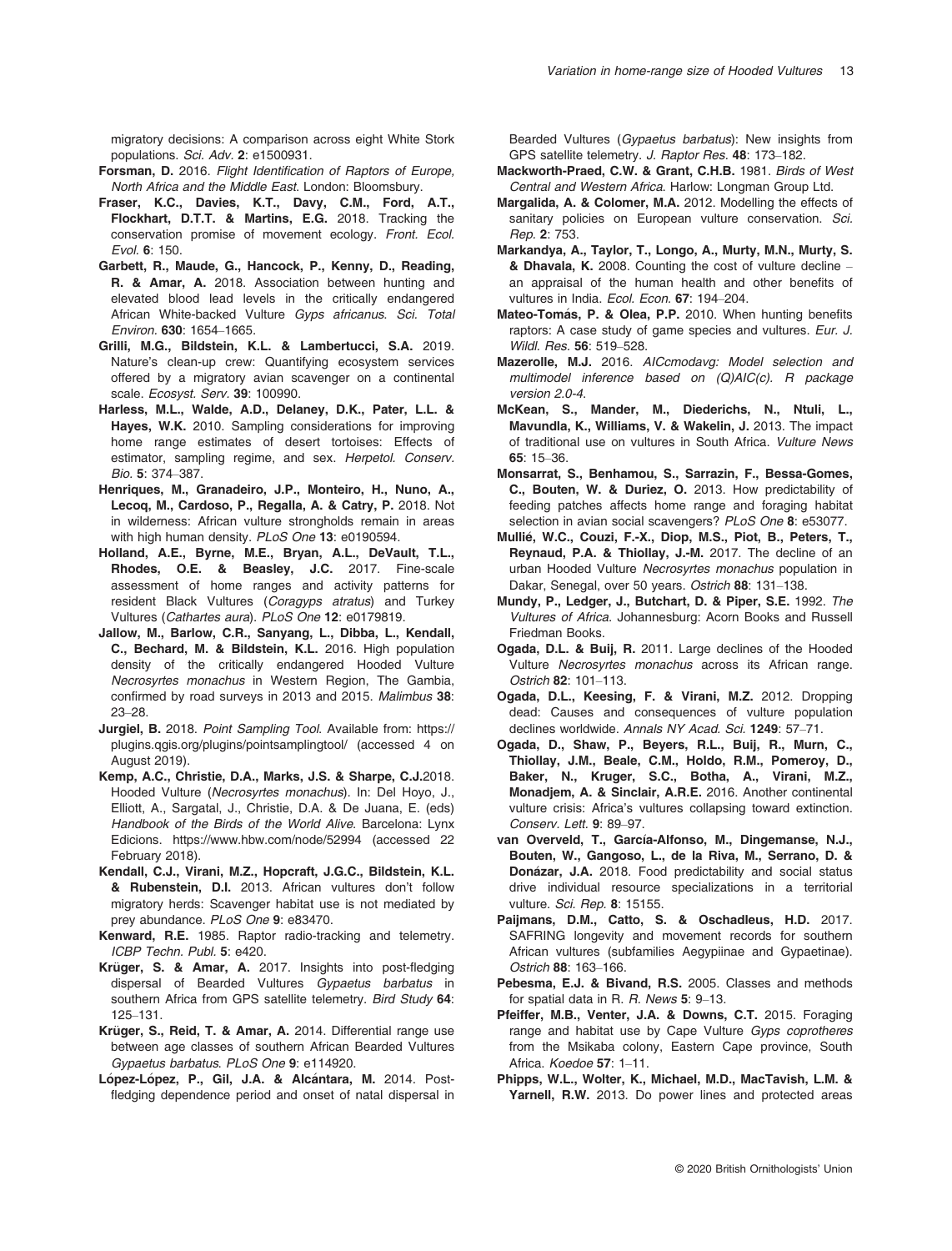migratory decisions: A comparison across eight White Stork populations. *Sci. Adv.* **2**: e1500931.

**Forsman, D.** 2016. *Flight Identification of Raptors of Europe, North Africa and the Middle East*. London: Bloomsbury.

**Fraser, K.C., Davies, K.T., Davy, C.M., Ford, A.T., Flockhart, D.T.T. & Martins, E.G.** 2018. Tracking the conservation promise of movement ecology. *Front. Ecol. Evol.* **6**: 150.

**Garbett, R., Maude, G., Hancock, P., Kenny, D., Reading, R. & Amar, A.** 2018. Association between hunting and elevated blood lead levels in the critically endangered African White-backed Vulture *Gyps africanus*. *Sci. Total Environ.* **630**: 1654–1665.

**Grilli, M.G., Bildstein, K.L. & Lambertucci, S.A.** 2019. Nature's clean-up crew: Quantifying ecosystem services offered by a migratory avian scavenger on a continental scale. *Ecosyst. Serv.* **39**: 100990.

**Harless, M.L., Walde, A.D., Delaney, D.K., Pater, L.L. & Hayes, W.K.** 2010. Sampling considerations for improving home range estimates of desert tortoises: Effects of estimator, sampling regime, and sex. *Herpetol. Conserv. Bio.* **5**: 374–387.

**Henriques, M., Granadeiro, J.P., Monteiro, H., Nuno, A., Lecoq, M., Cardoso, P., Regalla, A. & Catry, P.** 2018. Not in wilderness: African vulture strongholds remain in areas with high human density. *PLoS One* **13**: e0190594.

**Holland, A.E., Byrne, M.E., Bryan, A.L., DeVault, T.L., Rhodes, O.E. & Beasley, J.C.** 2017. Fine-scale assessment of home ranges and activity patterns for resident Black Vultures (*Coragyps atratus*) and Turkey Vultures (*Cathartes aura*). *PLoS One* **12**: e0179819.

**Jallow, M., Barlow, C.R., Sanyang, L., Dibba, L., Kendall, C., Bechard, M. & Bildstein, K.L.** 2016. High population density of the critically endangered Hooded Vulture *Necrosyrtes monachus* in Western Region, The Gambia, confirmed by road surveys in 2013 and 2015. *Malimbus* **38**: 23–28.

**Jurgiel, B.** 2018. *Point Sampling Tool*. Available from: https://plugins.qgis.org/plugins/pointsamplingtool/ (accessed 4 on August 2019).

**Kemp, A.C., Christie, D.A., Marks, J.S. & Sharpe, C.J.**2018. Hooded Vulture (*Necrosyrtes monachus*). In: Del Hoyo, J., Elliott, A., Sargatal, J., Christie, D.A. & De Juana, E. (eds) *Handbook of the Birds of the World Alive*. Barcelona: Lynx Edicions. https://www.hbw.com/node/52994 (accessed 22 February 2018).

**Kendall, C.J., Virani, M.Z., Hopcraft, J.G.C., Bildstein, K.L. & Rubenstein, D.I.** 2013. African vultures don't follow migratory herds: Scavenger habitat use is not mediated by prey abundance. *PLoS One* **9**: e83470.

**Kenward, R.E.** 1985. Raptor radio-tracking and telemetry. *ICBP Techn. Publ.* **5**: e420.

**Krüger, S. & Amar, A.** 2017. Insights into post-fledging dispersal of Bearded Vultures *Gypaetus barbatus* in southern Africa from GPS satellite telemetry. *Bird Study* **64**: 125–131.

**Krüger, S., Reid, T. & Amar, A.** 2014. Differential range use between age classes of southern African Bearded Vultures *Gypaetus barbatus*. *PLoS One* **9**: e114920.

**López-López, P., Gil, J.A. & Alcántara, M.** 2014. Post-fledging dependence period and onset of natal dispersal in Bearded Vultures (*Gypaetus barbatus*): New insights from GPS satellite telemetry. *J. Raptor Res.* **48**: 173–182.

**Mackworth-Praed, C.W. & Grant, C.H.B.** 1981. *Birds of West Central and Western Africa*. Harlow: Longman Group Ltd.

**Margalida, A. & Colomer, M.A.** 2012. Modelling the effects of sanitary policies on European vulture conservation. *Sci. Rep.* **2**: 753.

**Markandya, A., Taylor, T., Longo, A., Murty, M.N., Murty, S. & Dhavala, K.** 2008. Counting the cost of vulture decline – an appraisal of the human health and other benefits of vultures in India. *Ecol. Econ.* **67**: 194–204.

**Mateo-Tomás, P. & Olea, P.P.** 2010. When hunting benefits raptors: A case study of game species and vultures. *Eur. J. Wildl. Res.* **56**: 519–528.

**Mazerolle, M.J.** 2016. *AICcmodavg: Model selection and multimodel inference based on (Q)AIC(c). R package version 2.0-4.*

**McKean, S., Mander, M., Diederichs, N., Ntuli, L., Mavundla, K., Williams, V. & Wakelin, J.** 2013. The impact of traditional use on vultures in South Africa. *Vulture News* **65**: 15–36.

**Monsarrat, S., Benhamou, S., Sarrazin, F., Bessa-Gomes, C., Bouten, W. & Duriez, O.** 2013. How predictability of feeding patches affects home range and foraging habitat selection in avian social scavengers? *PLoS One* **8**: e53077.

**Mullié, W.C., Couzi, F.-X., Diop, M.S., Piot, B., Peters, T., Reynaud, P.A. & Thiollay, J.-M.** 2017. The decline of an urban Hooded Vulture *Necrosyrtes monachus* population in Dakar, Senegal, over 50 years. *Ostrich* **88**: 131–138.

**Mundy, P., Ledger, J., Butchart, D. & Piper, S.E.** 1992. *The Vultures of Africa*. Johannesburg: Acorn Books and Russell Friedman Books.

**Ogada, D.L. & Buij, R.** 2011. Large declines of the Hooded Vulture *Necrosyrtes monachus* across its African range. *Ostrich* **82**: 101–113.

**Ogada, D.L., Keesing, F. & Virani, M.Z.** 2012. Dropping dead: Causes and consequences of vulture population declines worldwide. *Annals NY Acad. Sci.* **1249**: 57–71.

**Ogada, D., Shaw, P., Beyers, R.L., Buij, R., Murn, C., Thiollay, J.M., Beale, C.M., Holdo, R.M., Pomeroy, D., Baker, N., Kruger, S.C., Botha, A., Virani, M.Z., Monadjem, A. & Sinclair, A.R.E.** 2016. Another continental vulture crisis: Africa's vultures collapsing toward extinction. *Conserv. Lett.* **9**: 89–97.

**van Overveld, T., García-Alfonso, M., Dingemanse, N.J., Bouten, W., Gangoso, L., de la Riva, M., Serrano, D. & Donázar, J.A.** 2018. Food predictability and social status drive individual resource specializations in a territorial vulture. *Sci. Rep.* **8**: 15155.

**Paijmans, D.M., Catto, S. & Oschadleus, H.D.** 2017. SAFRING longevity and movement records for southern African vultures (subfamilies Aegypiinae and Gypaetinae). *Ostrich* **88**: 163–166.

**Pebesma, E.J. & Bivand, R.S.** 2005. Classes and methods for spatial data in R. *R. News* **5**: 9–13.

**Pfeiffer, M.B., Venter, J.A. & Downs, C.T.** 2015. Foraging range and habitat use by Cape Vulture *Gyps coprotheres* from the Msikaba colony, Eastern Cape province, South Africa. *Koedoe* **57**: 1–11.

**Phipps, W.L., Wolter, K., Michael, M.D., MacTavish, L.M. & Yarnell, R.W.** 2013. Do power lines and protected areas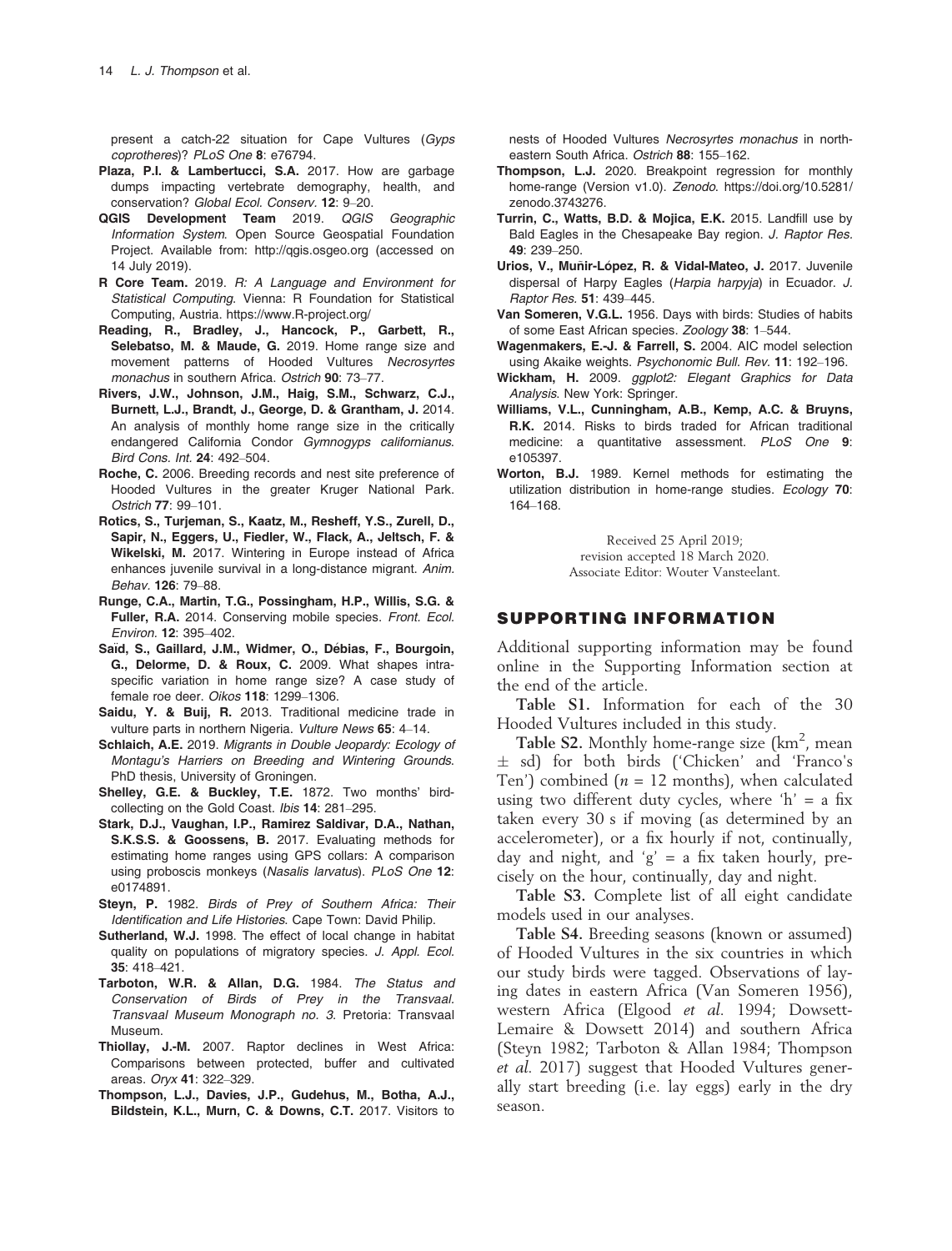present a catch-22 situation for Cape Vultures (*Gyps coprotheres*)? *PLoS One* **8**: e76794.

**Plaza, P.I. & Lambertucci, S.A.** 2017. How are garbage dumps impacting vertebrate demography, health, and conservation? *Global Ecol. Conserv.* **12**: 9–20.

**QGIS Development Team** 2019. *QGIS Geographic Information System*. Open Source Geospatial Foundation Project. Available from: http://qgis.osgeo.org (accessed on 14 July 2019).

**R Core Team.** 2019. *R: A Language and Environment for Statistical Computing*. Vienna: R Foundation for Statistical Computing, Austria. https://www.R-project.org/

**Reading, R., Bradley, J., Hancock, P., Garbett, R., Selebatso, M. & Maude, G.** 2019. Home range size and movement patterns of Hooded Vultures *Necrosyrtes monachus* in southern Africa. *Ostrich* **90**: 73–77.

**Rivers, J.W., Johnson, J.M., Haig, S.M., Schwarz, C.J., Burnett, L.J., Brandt, J., George, D. & Grantham, J.** 2014. An analysis of monthly home range size in the critically endangered California Condor *Gymnogyps californianus*. *Bird Cons. Int.* **24**: 492–504.

**Roche, C.** 2006. Breeding records and nest site preference of Hooded Vultures in the greater Kruger National Park. *Ostrich* **77**: 99–101.

**Rotics, S., Turjeman, S., Kaatz, M., Resheff, Y.S., Zurell, D., Sapir, N., Eggers, U., Fiedler, W., Flack, A., Jeltsch, F. & Wikelski, M.** 2017. Wintering in Europe instead of Africa enhances juvenile survival in a long-distance migrant. *Anim. Behav.* **126**: 79–88.

**Runge, C.A., Martin, T.G., Possingham, H.P., Willis, S.G. & Fuller, R.A.** 2014. Conserving mobile species. *Front. Ecol. Environ.* **12**: 395–402.

**Saïd, S., Gaillard, J.M., Widmer, O., Débias, F., Bourgoin, G., Delorme, D. & Roux, C.** 2009. What shapes intra-specific variation in home range size? A case study of female roe deer. *Oikos* **118**: 1299–1306.

**Saidu, Y. & Buij, R.** 2013. Traditional medicine trade in vulture parts in northern Nigeria. *Vulture News* **65**: 4–14.

**Schlaich, A.E.** 2019. *Migrants in Double Jeopardy: Ecology of Montagu's Harriers on Breeding and Wintering Grounds*. PhD thesis, University of Groningen.

**Shelley, G.E. & Buckley, T.E.** 1872. Two months' bird-collecting on the Gold Coast. *Ibis* **14**: 281–295.

**Stark, D.J., Vaughan, I.P., Ramirez Saldivar, D.A., Nathan, S.K.S.S. & Goossens, B.** 2017. Evaluating methods for estimating home ranges using GPS collars: A comparison using proboscis monkeys (*Nasalis larvatus*). *PLoS One* **12**: e0174891.

**Steyn, P.** 1982. *Birds of Prey of Southern Africa: Their Identification and Life Histories*. Cape Town: David Philip.

**Sutherland, W.J.** 1998. The effect of local change in habitat quality on populations of migratory species. *J. Appl. Ecol.* **35**: 418–421.

**Tarboton, W.R. & Allan, D.G.** 1984. *The Status and Conservation of Birds of Prey in the Transvaal. Transvaal Museum Monograph no. 3*. Pretoria: Transvaal Museum.

**Thiollay, J.-M.** 2007. Raptor declines in West Africa: Comparisons between protected, buffer and cultivated areas. *Oryx* **41**: 322–329.

**Thompson, L.J., Davies, J.P., Gudehus, M., Botha, A.J., Bildstein, K.L., Murn, C. & Downs, C.T.** 2017. Visitors to nests of Hooded Vultures *Necrosyrtes monachus* in north-eastern South Africa. *Ostrich* **88**: 155–162.

**Thompson, L.J.** 2020. Breakpoint regression for monthly home-range (Version v1.0). *Zenodo*. https://doi.org/10.5281/zenodo.3743276.

**Turrin, C., Watts, B.D. & Mojica, E.K.** 2015. Landfill use by Bald Eagles in the Chesapeake Bay region. *J. Raptor Res.* **49**: 239–250.

**Urios, V., Muñir-López, R. & Vidal-Mateo, J.** 2017. Juvenile dispersal of Harpy Eagles (*Harpia harpyja*) in Ecuador. *J. Raptor Res.* **51**: 439–445.

**Van Someren, V.G.L.** 1956. Days with birds: Studies of habits of some East African species. *Zoology* **38**: 1–544.

**Wagenmakers, E.-J. & Farrell, S.** 2004. AIC model selection using Akaike weights. *Psychonomic Bull. Rev.* **11**: 192–196.

**Wickham, H.** 2009. *ggplot2: Elegant Graphics for Data Analysis*. New York: Springer.

**Williams, V.L., Cunningham, A.B., Kemp, A.C. & Bruyns, R.K.** 2014. Risks to birds traded for African traditional medicine: a quantitative assessment. *PLoS One* **9**: e105397.

**Worton, B.J.** 1989. Kernel methods for estimating the utilization distribution in home-range studies. *Ecology* **70**: 164–168.

Received 25 April 2019;
revision accepted 18 March 2020.
Associate Editor: Wouter Vansteelant.

## SUPPORTING INFORMATION

Additional supporting information may be found online in the Supporting Information section at the end of the article.

**Table S1.** Information for each of the 30 Hooded Vultures included in this study.

**Table S2.** Monthly home-range size ($km^2$, mean ± sd) for both birds ('Chicken' and 'Franco's Ten') combined ($n$ = 12 months), when calculated using two different duty cycles, where 'h' = a fix taken every 30 s if moving (as determined by an accelerometer), or a fix hourly if not, continually, day and night, and 'g' = a fix taken hourly, precisely on the hour, continually, day and night.

**Table S3.** Complete list of all eight candidate models used in our analyses.

**Table S4.** Breeding seasons (known or assumed) of Hooded Vultures in the six countries in which our study birds were tagged. Observations of laying dates in eastern Africa (Van Someren 1956), western Africa (Elgood *et al.* 1994; Dowsett-Lemaire & Dowsett 2014) and southern Africa (Steyn 1982; Tarboton & Allan 1984; Thompson *et al.* 2017) suggest that Hooded Vultures generally start breeding (i.e. lay eggs) early in the dry season.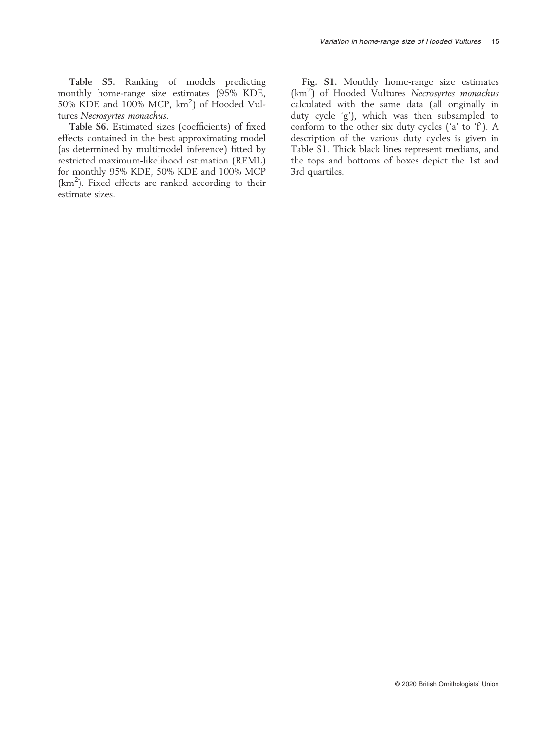**Table S5.** Ranking of models predicting monthly home-range size estimates (95% KDE, 50% KDE and 100% MCP, $km^2$) of Hooded Vultures *Necrosyrtes monachus*.

**Table S6.** Estimated sizes (coefficients) of fixed effects contained in the best approximating model (as determined by multimodel inference) fitted by restricted maximum-likelihood estimation (REML) for monthly 95% KDE, 50% KDE and 100% MCP ($km^2$). Fixed effects are ranked according to their estimate sizes.

**Fig. S1.** Monthly home-range size estimates ($km^2$) of Hooded Vultures *Necrosyrtes monachus* calculated with the same data (all originally in duty cycle 'g'), which was then subsampled to conform to the other six duty cycles ('a' to 'f'). A description of the various duty cycles is given in Table S1. Thick black lines represent medians, and the tops and bottoms of boxes depict the 1st and 3rd quartiles.